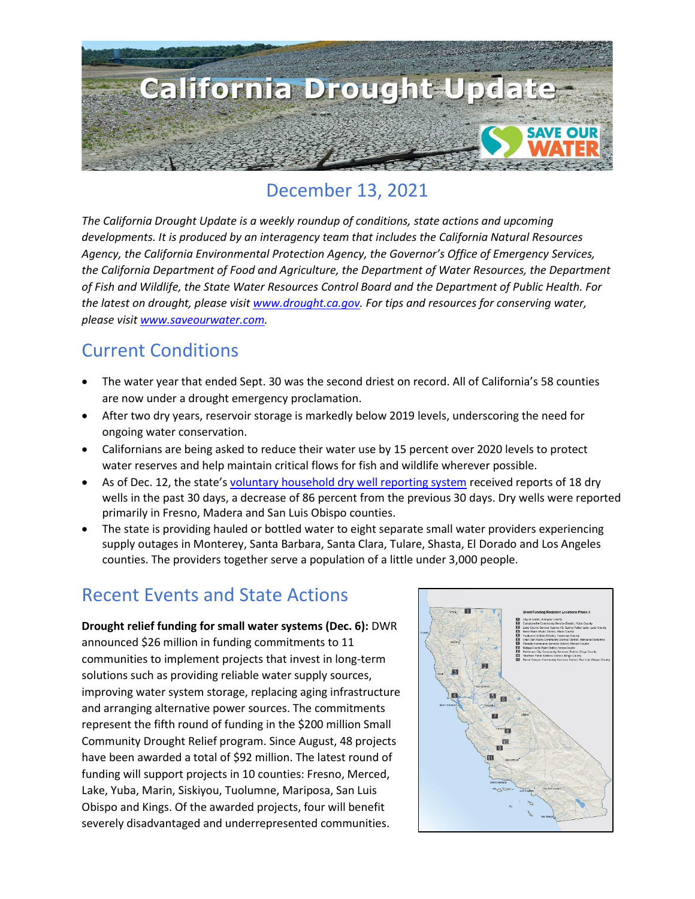# California Drought Update

## December 13, 2021

*The California Drought Update is a weekly roundup of conditions, state actions and upcoming developments. It is produced by an interagency team that includes the California Natural Resources Agency, the California Environmental Protection Agency, the Governor's Office of Emergency Services, the California Department of Food and Agriculture, the Department of Water Resources, the Department of Fish and Wildlife, the State Water Resources Control Board and the Department of Public Health. For the latest on drought, please visit www.drought.ca.gov. For tips and resources for conserving water, please visit www.saveourwater.com.*

## Current Conditions

- The water year that ended Sept. 30 was the second driest on record. All of California's 58 counties are now under a drought emergency proclamation.
- After two dry years, reservoir storage is markedly below 2019 levels, underscoring the need for ongoing water conservation.
- Californians are being asked to reduce their water use by 15 percent over 2020 levels to protect water reserves and help maintain critical flows for fish and wildlife wherever possible.
- As of Dec. 12, the state's voluntary household dry well reporting system received reports of 18 dry wells in the past 30 days, a decrease of 86 percent from the previous 30 days. Dry wells were reported primarily in Fresno, Madera and San Luis Obispo counties.
- The state is providing hauled or bottled water to eight separate small water providers experiencing supply outages in Monterey, Santa Barbara, Santa Clara, Tulare, Shasta, El Dorado and Los Angeles counties. The providers together serve a population of a little under 3,000 people.

## Recent Events and State Actions

**Drought relief funding for small water systems (Dec. 6):** DWR announced $26 million in funding commitments to 11 communities to implement projects that invest in long-term solutions such as providing reliable water supply sources, improving water system storage, replacing aging infrastructure and arranging alternative power sources. The commitments represent the fifth round of funding in the $200 million Small Community Drought Relief program. Since August, 48 projects have been awarded a total of $92 million. The latest round of funding will support projects in 10 counties: Fresno, Merced, Lake, Yuba, Marin, Siskiyou, Tuolumne, Mariposa, San Luis Obispo and Kings. Of the awarded projects, four will benefit severely disadvantaged and underrepresented communities.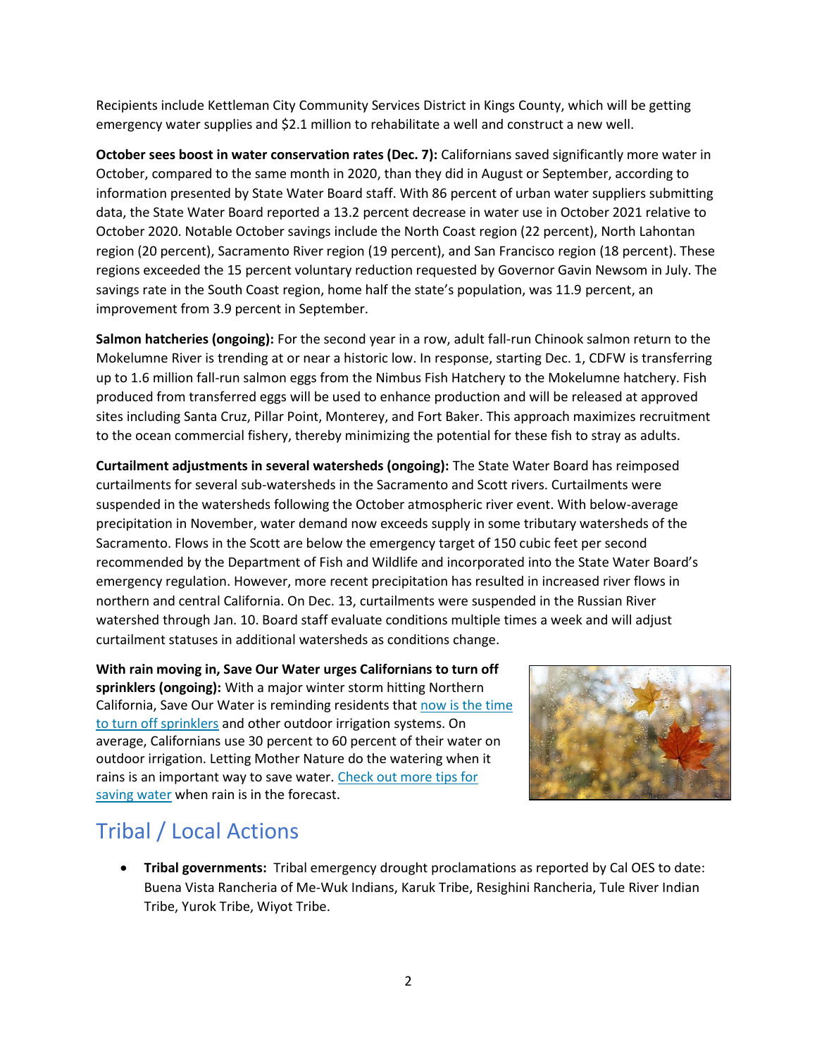Recipients include Kettleman City Community Services District in Kings County, which will be getting emergency water supplies and $2.1 million to rehabilitate a well and construct a new well.

**October sees boost in water conservation rates (Dec. 7):** Californians saved significantly more water in October, compared to the same month in 2020, than they did in August or September, according to information presented by State Water Board staff. With 86 percent of urban water suppliers submitting data, the State Water Board reported a 13.2 percent decrease in water use in October 2021 relative to October 2020. Notable October savings include the North Coast region (22 percent), North Lahontan region (20 percent), Sacramento River region (19 percent), and San Francisco region (18 percent). These regions exceeded the 15 percent voluntary reduction requested by Governor Gavin Newsom in July. The savings rate in the South Coast region, home half the state's population, was 11.9 percent, an improvement from 3.9 percent in September.

**Salmon hatcheries (ongoing):** For the second year in a row, adult fall-run Chinook salmon return to the Mokelumne River is trending at or near a historic low. In response, starting Dec. 1, CDFW is transferring up to 1.6 million fall-run salmon eggs from the Nimbus Fish Hatchery to the Mokelumne hatchery. Fish produced from transferred eggs will be used to enhance production and will be released at approved sites including Santa Cruz, Pillar Point, Monterey, and Fort Baker. This approach maximizes recruitment to the ocean commercial fishery, thereby minimizing the potential for these fish to stray as adults.

**Curtailment adjustments in several watersheds (ongoing):** The State Water Board has reimposed curtailments for several sub-watersheds in the Sacramento and Scott rivers. Curtailments were suspended in the watersheds following the October atmospheric river event. With below-average precipitation in November, water demand now exceeds supply in some tributary watersheds of the Sacramento. Flows in the Scott are below the emergency target of 150 cubic feet per second recommended by the Department of Fish and Wildlife and incorporated into the State Water Board's emergency regulation. However, more recent precipitation has resulted in increased river flows in northern and central California. On Dec. 13, curtailments were suspended in the Russian River watershed through Jan. 10. Board staff evaluate conditions multiple times a week and will adjust curtailment statuses in additional watersheds as conditions change.

**With rain moving in, Save Our Water urges Californians to turn off sprinklers (ongoing):** With a major winter storm hitting Northern California, Save Our Water is reminding residents that now is the time to turn off sprinklers and other outdoor irrigation systems. On average, Californians use 30 percent to 60 percent of their water on outdoor irrigation. Letting Mother Nature do the watering when it rains is an important way to save water. Check out more tips for saving water when rain is in the forecast.

## Tribal / Local Actions

- **Tribal governments:** Tribal emergency drought proclamations as reported by Cal OES to date: Buena Vista Rancheria of Me-Wuk Indians, Karuk Tribe, Resighini Rancheria, Tule River Indian Tribe, Yurok Tribe, Wiyot Tribe.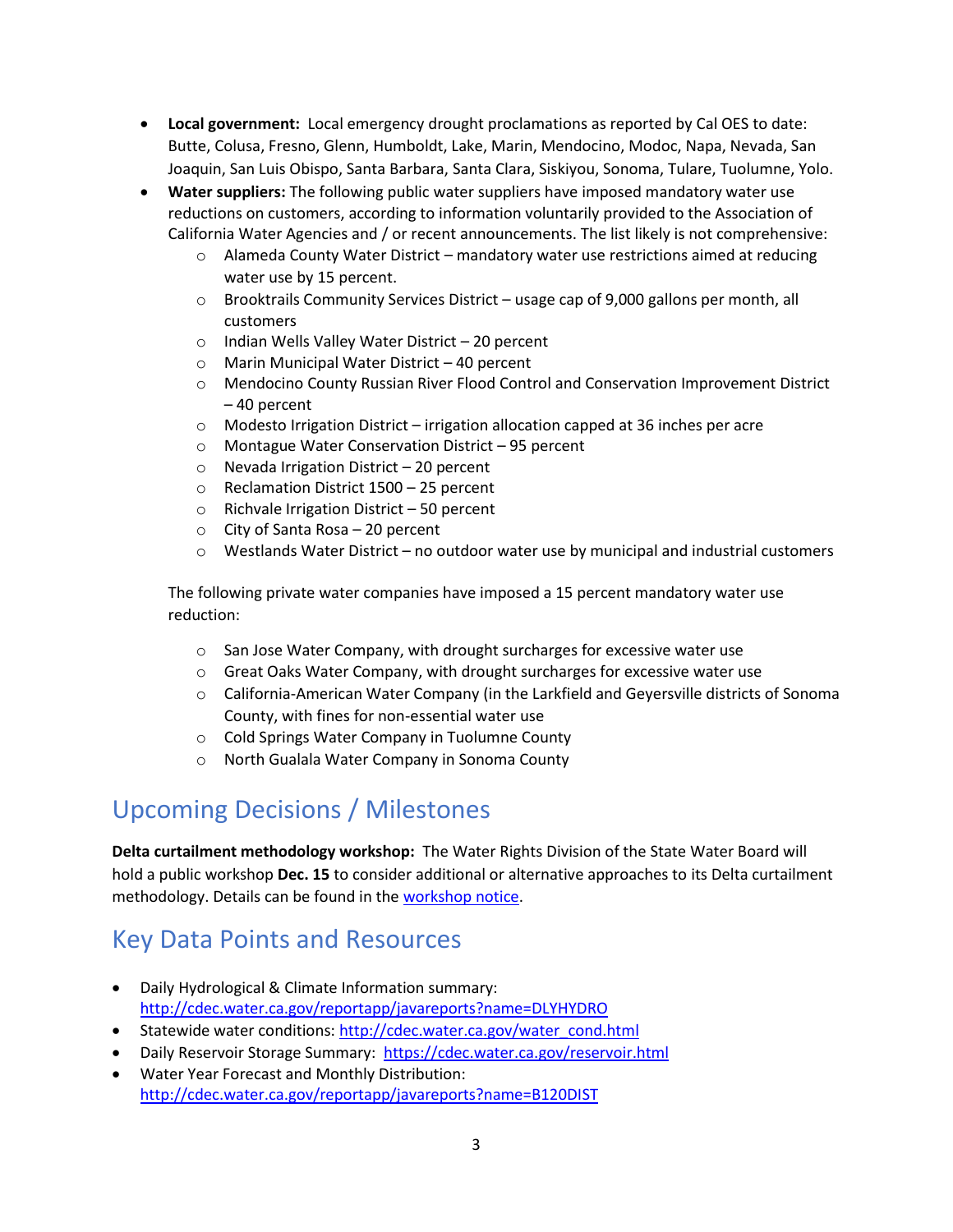- **Local government:** Local emergency drought proclamations as reported by Cal OES to date: Butte, Colusa, Fresno, Glenn, Humboldt, Lake, Marin, Mendocino, Modoc, Napa, Nevada, San Joaquin, San Luis Obispo, Santa Barbara, Santa Clara, Siskiyou, Sonoma, Tulare, Tuolumne, Yolo.
- **Water suppliers:** The following public water suppliers have imposed mandatory water use reductions on customers, according to information voluntarily provided to the Association of California Water Agencies and / or recent announcements. The list likely is not comprehensive:
    - Alameda County Water District – mandatory water use restrictions aimed at reducing water use by 15 percent.
    - Brooktrails Community Services District – usage cap of 9,000 gallons per month, all customers
    - Indian Wells Valley Water District – 20 percent
    - Marin Municipal Water District – 40 percent
    - Mendocino County Russian River Flood Control and Conservation Improvement District – 40 percent
    - Modesto Irrigation District – irrigation allocation capped at 36 inches per acre
    - Montague Water Conservation District – 95 percent
    - Nevada Irrigation District – 20 percent
    - Reclamation District 1500 – 25 percent
    - Richvale Irrigation District – 50 percent
    - City of Santa Rosa – 20 percent
    - Westlands Water District – no outdoor water use by municipal and industrial customers

  The following private water companies have imposed a 15 percent mandatory water use reduction:

    - San Jose Water Company, with drought surcharges for excessive water use
    - Great Oaks Water Company, with drought surcharges for excessive water use
    - California-American Water Company (in the Larkfield and Geyersville districts of Sonoma County, with fines for non-essential water use
    - Cold Springs Water Company in Tuolumne County
    - North Gualala Water Company in Sonoma County

## Upcoming Decisions / Milestones

**Delta curtailment methodology workshop:** The Water Rights Division of the State Water Board will hold a public workshop **Dec. 15** to consider additional or alternative approaches to its Delta curtailment methodology. Details can be found in the workshop notice.

## Key Data Points and Resources

- Daily Hydrological & Climate Information summary: http://cdec.water.ca.gov/reportapp/javareports?name=DLYHYDRO
- Statewide water conditions: http://cdec.water.ca.gov/water_cond.html
- Daily Reservoir Storage Summary: https://cdec.water.ca.gov/reservoir.html
- Water Year Forecast and Monthly Distribution: http://cdec.water.ca.gov/reportapp/javareports?name=B120DIST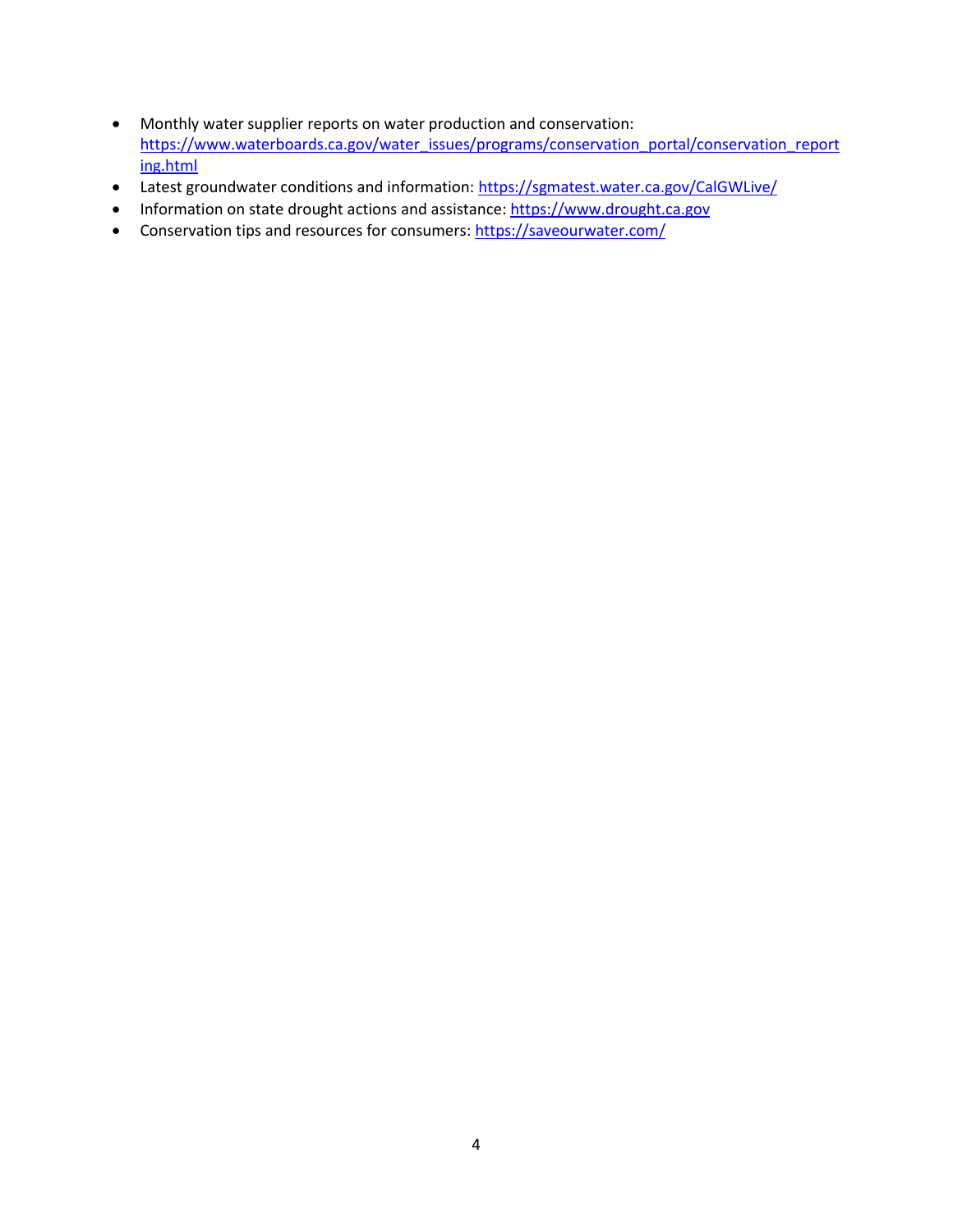- Monthly water supplier reports on water production and conservation: https://www.waterboards.ca.gov/water_issues/programs/conservation_portal/conservation_reporting.html
- Latest groundwater conditions and information: https://sgmatest.water.ca.gov/CalGWLive/
- Information on state drought actions and assistance: https://www.drought.ca.gov
- Conservation tips and resources for consumers: https://saveourwater.com/